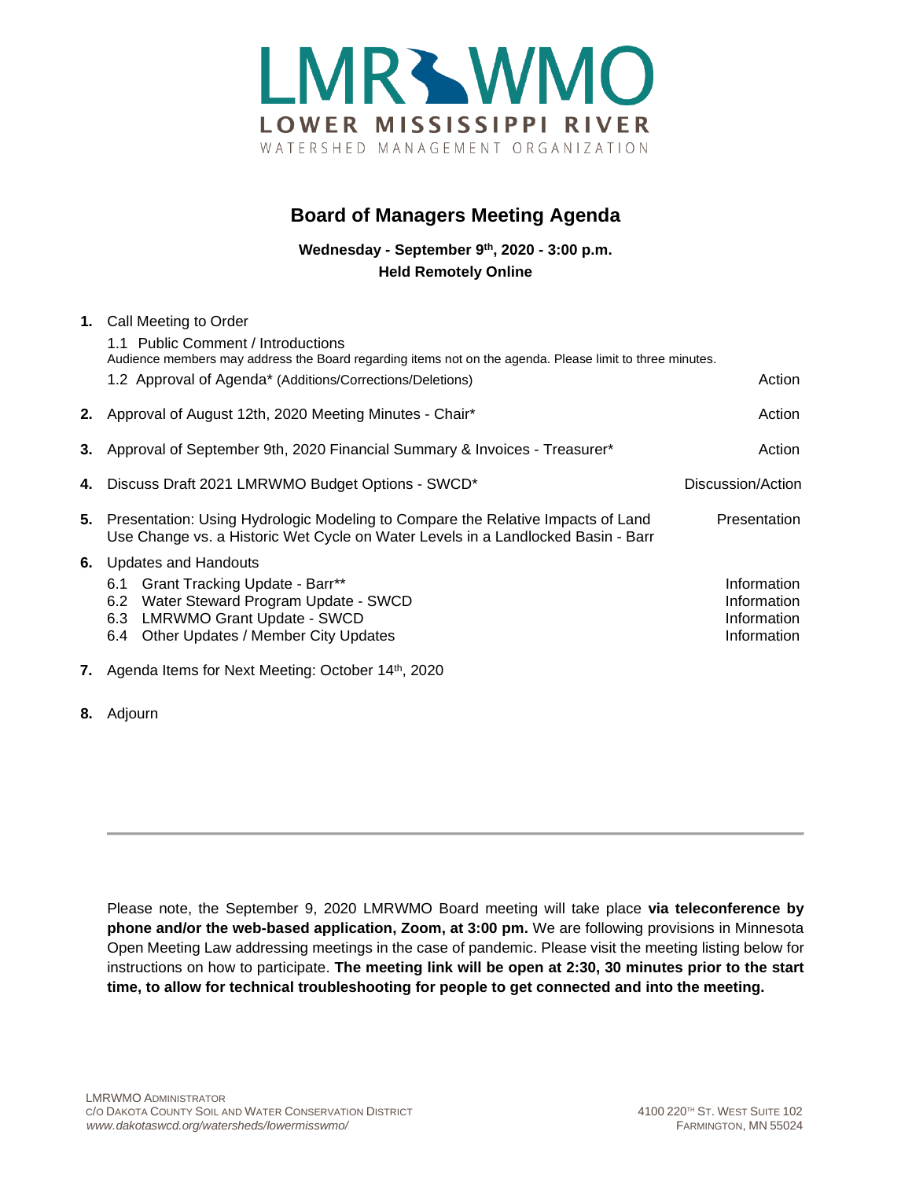# LMR WMO

**LOWER MISSISSIPPI RIVER**

WATERSHED MANAGEMENT ORGANIZATION

## Board of Managers Meeting Agenda

**Wednesday - September 9th, 2020 - 3:00 p.m.**
**Held Remotely Online**

| | | |
|---|---|---|
| **1.** | Call Meeting to Order | |
| | 1.1 Public Comment / Introductions<br>Audience members may address the Board regarding items not on the agenda. Please limit to three minutes. | |
| | 1.2 Approval of Agenda* (Additions/Corrections/Deletions) | Action |
| **2.** | Approval of August 12th, 2020 Meeting Minutes - Chair* | Action |
| **3.** | Approval of September 9th, 2020 Financial Summary & Invoices - Treasurer* | Action |
| **4.** | Discuss Draft 2021 LMRWMO Budget Options - SWCD* | Discussion/Action |
| **5.** | Presentation: Using Hydrologic Modeling to Compare the Relative Impacts of Land Use Change vs. a Historic Wet Cycle on Water Levels in a Landlocked Basin - Barr | Presentation |
| **6.** | Updates and Handouts | |
| | 6.1 Grant Tracking Update - Barr** | Information |
| | 6.2 Water Steward Program Update - SWCD | Information |
| | 6.3 LMRWMO Grant Update - SWCD | Information |
| | 6.4 Other Updates / Member City Updates | Information |
| **7.** | Agenda Items for Next Meeting: October 14th, 2020 | |
| **8.** | Adjourn | |

---

Please note, the September 9, 2020 LMRWMO Board meeting will take place **via teleconference by phone and/or the web-based application, Zoom, at 3:00 pm.** We are following provisions in Minnesota Open Meeting Law addressing meetings in the case of pandemic. Please visit the meeting listing below for instructions on how to participate. **The meeting link will be open at 2:30, 30 minutes prior to the start time, to allow for technical troubleshooting for people to get connected and into the meeting.**

LMRWMO ADMINISTRATOR
C/O DAKOTA COUNTY SOIL AND WATER CONSERVATION DISTRICT
*www.dakotaswcd.org/watersheds/lowermisswmo/*

4100 220TH ST. WEST SUITE 102
FARMINGTON, MN 55024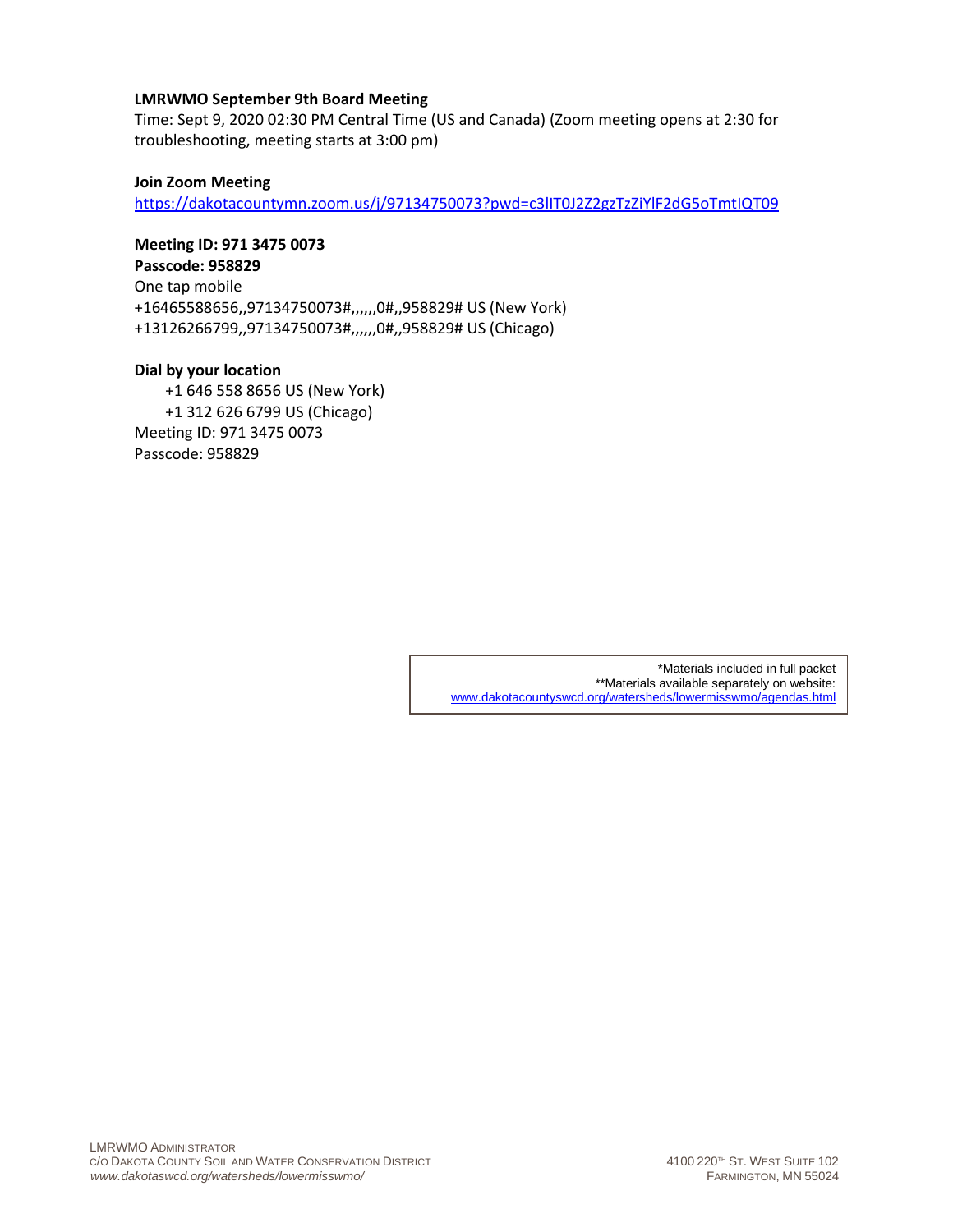**LMRWMO September 9th Board Meeting**

Time: Sept 9, 2020 02:30 PM Central Time (US and Canada) (Zoom meeting opens at 2:30 for troubleshooting, meeting starts at 3:00 pm)

**Join Zoom Meeting**

https://dakotacountymn.zoom.us/j/97134750073?pwd=c3lIT0J2Z2gzTzZiYlF2dG5oTmtIQT09

**Meeting ID: 971 3475 0073**
**Passcode: 958829**

One tap mobile
+16465588656,,97134750073#,,,,,,0#,,958829# US (New York)
+13126266799,,97134750073#,,,,,,0#,,958829# US (Chicago)

**Dial by your location**

+1 646 558 8656 US (New York)
+1 312 626 6799 US (Chicago)

Meeting ID: 971 3475 0073
Passcode: 958829

*Materials included in full packet
**Materials available separately on website:
www.dakotacountyswcd.org/watersheds/lowermisswmo/agendas.html

LMRWMO ADMINISTRATOR
C/O DAKOTA COUNTY SOIL AND WATER CONSERVATION DISTRICT
*www.dakotaswcd.org/watersheds/lowermisswmo/*

4100 220TH ST. WEST SUITE 102
FARMINGTON, MN 55024